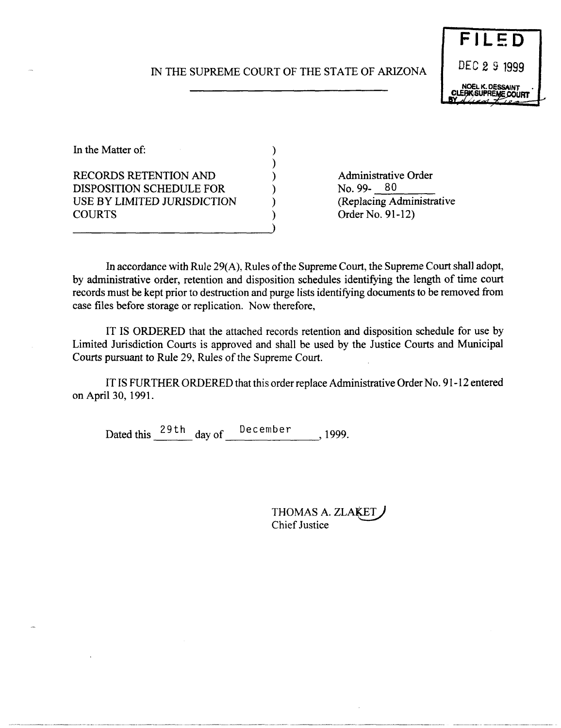# IN THE SUPREME COURT OF THE STATE OF ARIZONA

FILED
DEC 29 1999
NOEL K. DESSAINT
CLERK SUPREME COURT
BY

| In the Matter of: | |
|---|---|
| RECORDS RETENTION AND DISPOSITION SCHEDULE FOR USE BY LIMITED JURISDICTION COURTS | Administrative Order No. 99- 80 (Replacing Administrative Order No. 91-12) |

In accordance with Rule 29(A), Rules of the Supreme Court, the Supreme Court shall adopt, by administrative order, retention and disposition schedules identifying the length of time court records must be kept prior to destruction and purge lists identifying documents to be removed from case files before storage or replication. Now therefore,

IT IS ORDERED that the attached records retention and disposition schedule for use by Limited Jurisdiction Courts is approved and shall be used by the Justice Courts and Municipal Courts pursuant to Rule 29, Rules of the Supreme Court.

IT IS FURTHER ORDERED that this order replace Administrative Order No. 91-12 entered on April 30, 1991.

Dated this 29th day of December, 1999.

THOMAS A. ZLAKET
Chief Justice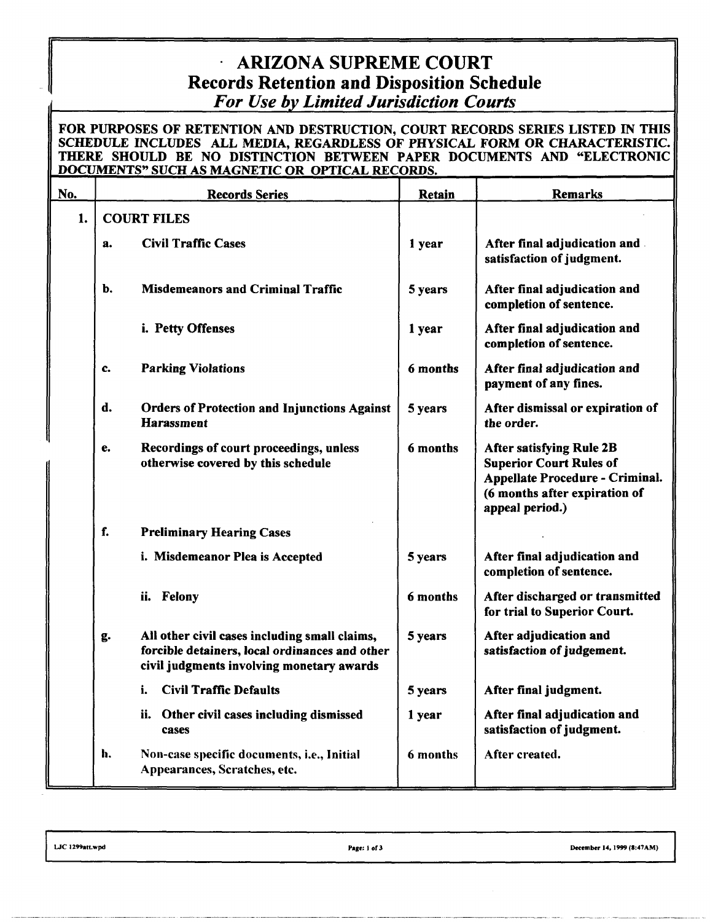# ARIZONA SUPREME COURT

## Records Retention and Disposition Schedule

### *For Use by Limited Jurisdiction Courts*

**FOR PURPOSES OF RETENTION AND DESTRUCTION, COURT RECORDS SERIES LISTED IN THIS SCHEDULE INCLUDES ALL MEDIA, REGARDLESS OF PHYSICAL FORM OR CHARACTERISTIC. THERE SHOULD BE NO DISTINCTION BETWEEN PAPER DOCUMENTS AND "ELECTRONIC DOCUMENTS" SUCH AS MAGNETIC OR OPTICAL RECORDS.**

| No. | | Records Series | Retain | Remarks |
|---|---|---|---|---|
| **1.** | **COURT FILES** | | | |
| | **a.** | **Civil Traffic Cases** | **1 year** | **After final adjudication and satisfaction of judgment.** |
| | **b.** | **Misdemeanors and Criminal Traffic** | **5 years** | **After final adjudication and completion of sentence.** |
| | | **i. Petty Offenses** | **1 year** | **After final adjudication and completion of sentence.** |
| | **c.** | **Parking Violations** | **6 months** | **After final adjudication and payment of any fines.** |
| | **d.** | **Orders of Protection and Injunctions Against Harassment** | **5 years** | **After dismissal or expiration of the order.** |
| | **e.** | **Recordings of court proceedings, unless otherwise covered by this schedule** | **6 months** | **After satisfying Rule 2B Superior Court Rules of Appellate Procedure - Criminal. (6 months after expiration of appeal period.)** |
| | **f.** | **Preliminary Hearing Cases** | | |
| | | **i. Misdemeanor Plea is Accepted** | **5 years** | **After final adjudication and completion of sentence.** |
| | | **ii. Felony** | **6 months** | **After discharged or transmitted for trial to Superior Court.** |
| | **g.** | **All other civil cases including small claims, forcible detainers, local ordinances and other civil judgments involving monetary awards** | **5 years** | **After adjudication and satisfaction of judgement.** |
| | | **i. Civil Traffic Defaults** | **5 years** | **After final judgment.** |
| | | **ii. Other civil cases including dismissed cases** | **1 year** | **After final adjudication and satisfaction of judgment.** |
| | **h.** | Non-case specific documents, i.e., Initial Appearances, Scratches, etc. | **6 months** | **After created.** |

LJC 1299att.wpd — December 14, 1999 (8:47AM)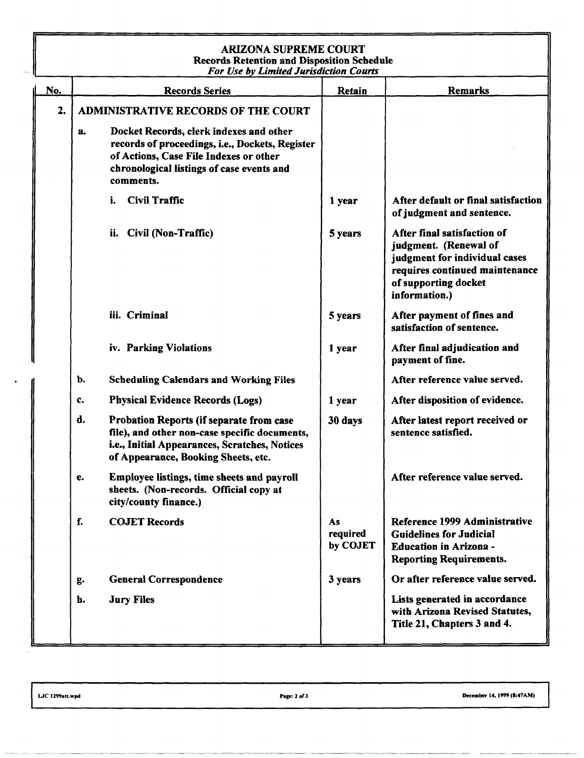# ARIZONA SUPREME COURT

## Records Retention and Disposition Schedule

*For Use by Limited Jurisdiction Courts*

| No. | Records Series | Retain | Remarks |
|---|---|---|---|
| **2.** | **ADMINISTRATIVE RECORDS OF THE COURT** | | |
| | **a. Docket Records, clerk indexes and other records of proceedings, i.e., Dockets, Register of Actions, Case File Indexes or other chronological listings of case events and comments.** | | |
| | **i. Civil Traffic** | **1 year** | **After default or final satisfaction of judgment and sentence.** |
| | **ii. Civil (Non-Traffic)** | **5 years** | **After final satisfaction of judgment. (Renewal of judgment for individual cases requires continued maintenance of supporting docket information.)** |
| | **iii. Criminal** | **5 years** | **After payment of fines and satisfaction of sentence.** |
| | **iv. Parking Violations** | **1 year** | **After final adjudication and payment of fine.** |
| | **b. Scheduling Calendars and Working Files** | | **After reference value served.** |
| | **c. Physical Evidence Records (Logs)** | **1 year** | **After disposition of evidence.** |
| | **d. Probation Reports (if separate from case file), and other non-case specific documents, i.e., Initial Appearances, Scratches, Notices of Appearance, Booking Sheets, etc.** | **30 days** | **After latest report received or sentence satisfied.** |
| | **e. Employee listings, time sheets and payroll sheets. (Non-records. Official copy at city/county finance.)** | | **After reference value served.** |
| | **f. COJET Records** | **As required by COJET** | **Reference 1999 Administrative Guidelines for Judicial Education in Arizona - Reporting Requirements.** |
| | **g. General Correspondence** | **3 years** | **Or after reference value served.** |
| | **h. Jury Files** | | **Lists generated in accordance with Arizona Revised Statutes, Title 21, Chapters 3 and 4.** |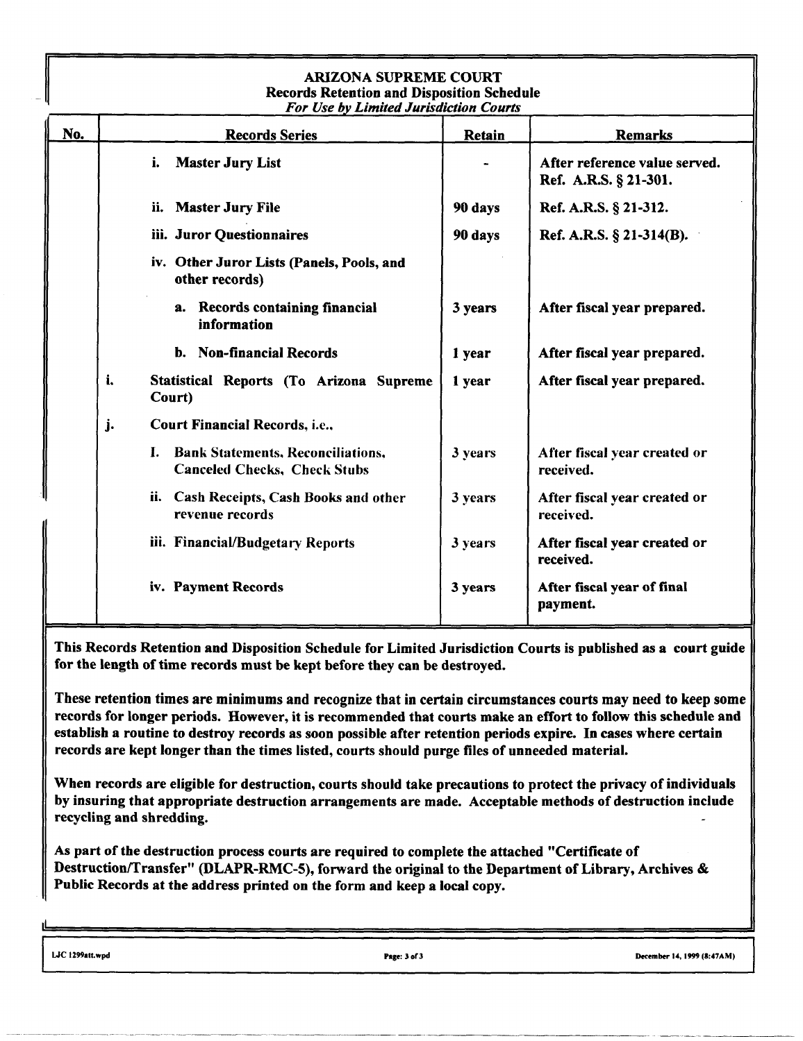# ARIZONA SUPREME COURT

## Records Retention and Disposition Schedule

*For Use by Limited Jurisdiction Courts*

| No. | Records Series | Retain | Remarks |
|---|---|---|---|
| | i. Master Jury List | - | After reference value served. Ref. A.R.S. § 21-301. |
| | ii. Master Jury File | 90 days | Ref. A.R.S. § 21-312. |
| | iii. Juror Questionnaires | 90 days | Ref. A.R.S. § 21-314(B). |
| | iv. Other Juror Lists (Panels, Pools, and other records) | | |
| | a. Records containing financial information | 3 years | After fiscal year prepared. |
| | b. Non-financial Records | 1 year | After fiscal year prepared. |
| | i. Statistical Reports (To Arizona Supreme Court) | 1 year | After fiscal year prepared. |
| | j. Court Financial Records, i.e., | | |
| | I. Bank Statements, Reconciliations, Canceled Checks, Check Stubs | 3 years | After fiscal year created or received. |
| | ii. Cash Receipts, Cash Books and other revenue records | 3 years | After fiscal year created or received. |
| | iii. Financial/Budgetary Reports | 3 years | After fiscal year created or received. |
| | iv. Payment Records | 3 years | After fiscal year of final payment. |

**This Records Retention and Disposition Schedule for Limited Jurisdiction Courts is published as a court guide for the length of time records must be kept before they can be destroyed.**

**These retention times are minimums and recognize that in certain circumstances courts may need to keep some records for longer periods. However, it is recommended that courts make an effort to follow this schedule and establish a routine to destroy records as soon possible after retention periods expire. In cases where certain records are kept longer than the times listed, courts should purge files of unneeded material.**

**When records are eligible for destruction, courts should take precautions to protect the privacy of individuals by insuring that appropriate destruction arrangements are made. Acceptable methods of destruction include recycling and shredding.**

**As part of the destruction process courts are required to complete the attached "Certificate of Destruction/Transfer" (DLAPR-RMC-5), forward the original to the Department of Library, Archives & Public Records at the address printed on the form and keep a local copy.**